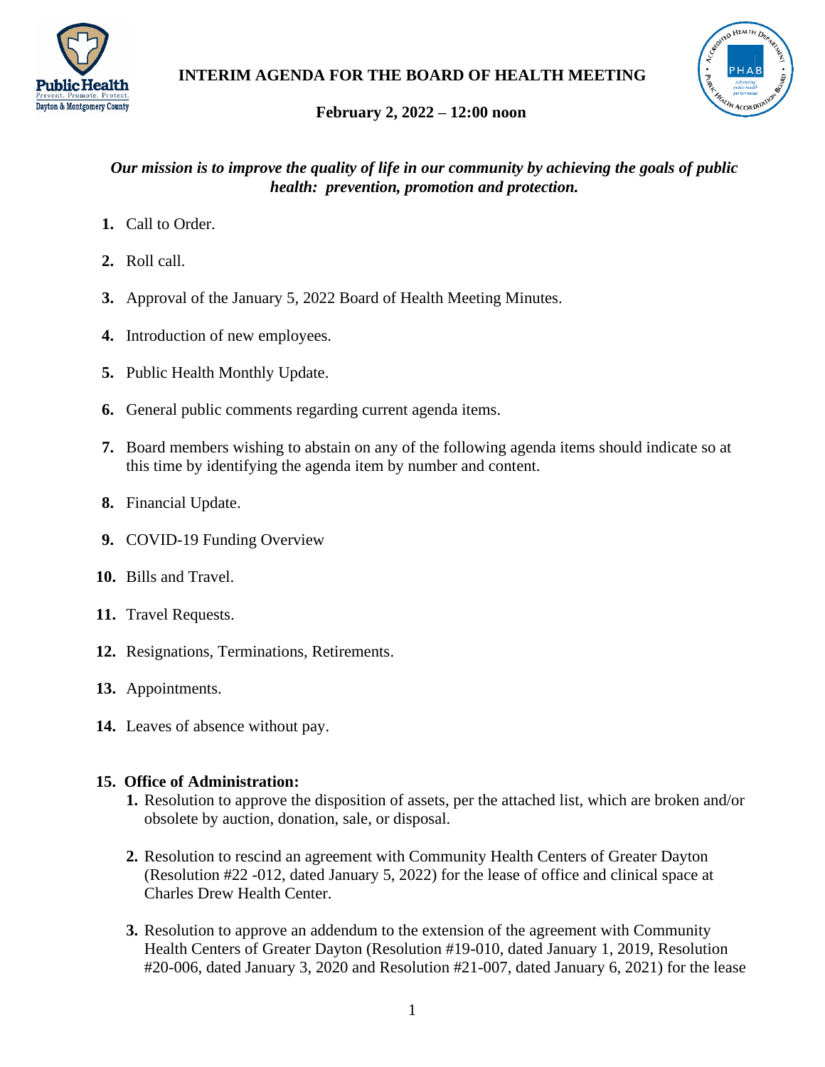# INTERIM AGENDA FOR THE BOARD OF HEALTH MEETING

**February 2, 2022 – 12:00 noon**

***Our mission is to improve the quality of life in our community by achieving the goals of public health: prevention, promotion and protection.***

1. Call to Order.
2. Roll call.
3. Approval of the January 5, 2022 Board of Health Meeting Minutes.
4. Introduction of new employees.
5. Public Health Monthly Update.
6. General public comments regarding current agenda items.
7. Board members wishing to abstain on any of the following agenda items should indicate so at this time by identifying the agenda item by number and content.
8. Financial Update.
9. COVID-19 Funding Overview
10. Bills and Travel.
11. Travel Requests.
12. Resignations, Terminations, Retirements.
13. Appointments.
14. Leaves of absence without pay.

**15. Office of Administration:**

1. Resolution to approve the disposition of assets, per the attached list, which are broken and/or obsolete by auction, donation, sale, or disposal.
2. Resolution to rescind an agreement with Community Health Centers of Greater Dayton (Resolution #22 -012, dated January 5, 2022) for the lease of office and clinical space at Charles Drew Health Center.
3. Resolution to approve an addendum to the extension of the agreement with Community Health Centers of Greater Dayton (Resolution #19-010, dated January 1, 2019, Resolution #20-006, dated January 3, 2020 and Resolution #21-007, dated January 6, 2021) for the lease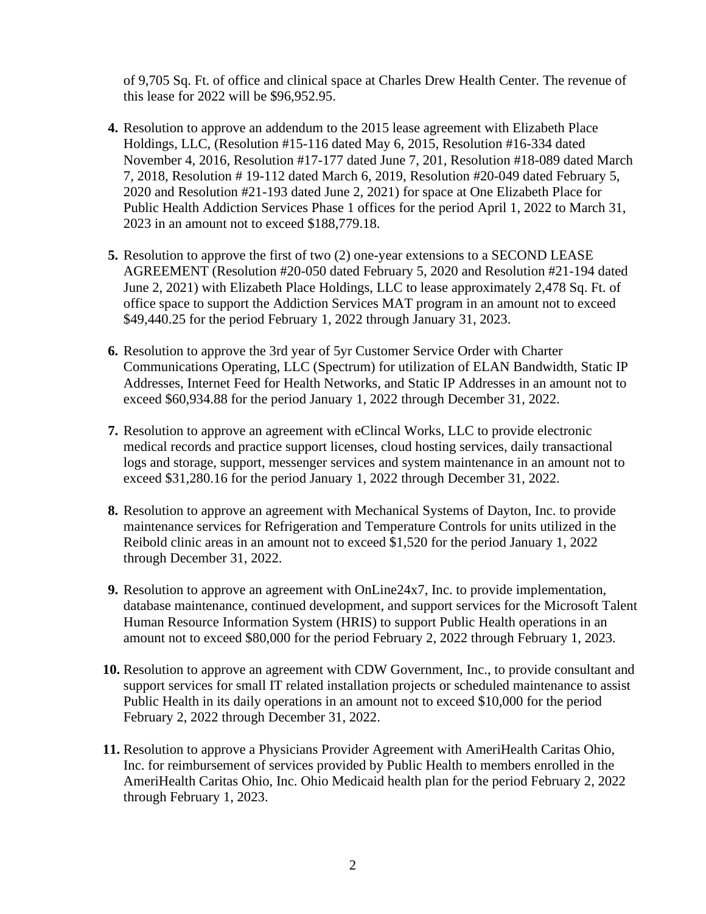of 9,705 Sq. Ft. of office and clinical space at Charles Drew Health Center. The revenue of this lease for 2022 will be $96,952.95.

4. Resolution to approve an addendum to the 2015 lease agreement with Elizabeth Place Holdings, LLC, (Resolution #15-116 dated May 6, 2015, Resolution #16-334 dated November 4, 2016, Resolution #17-177 dated June 7, 201, Resolution #18-089 dated March 7, 2018, Resolution # 19-112 dated March 6, 2019, Resolution #20-049 dated February 5, 2020 and Resolution #21-193 dated June 2, 2021) for space at One Elizabeth Place for Public Health Addiction Services Phase 1 offices for the period April 1, 2022 to March 31, 2023 in an amount not to exceed $188,779.18.

5. Resolution to approve the first of two (2) one-year extensions to a SECOND LEASE AGREEMENT (Resolution #20-050 dated February 5, 2020 and Resolution #21-194 dated June 2, 2021) with Elizabeth Place Holdings, LLC to lease approximately 2,478 Sq. Ft. of office space to support the Addiction Services MAT program in an amount not to exceed $49,440.25 for the period February 1, 2022 through January 31, 2023.

6. Resolution to approve the 3rd year of 5yr Customer Service Order with Charter Communications Operating, LLC (Spectrum) for utilization of ELAN Bandwidth, Static IP Addresses, Internet Feed for Health Networks, and Static IP Addresses in an amount not to exceed $60,934.88 for the period January 1, 2022 through December 31, 2022.

7. Resolution to approve an agreement with eClincal Works, LLC to provide electronic medical records and practice support licenses, cloud hosting services, daily transactional logs and storage, support, messenger services and system maintenance in an amount not to exceed $31,280.16 for the period January 1, 2022 through December 31, 2022.

8. Resolution to approve an agreement with Mechanical Systems of Dayton, Inc. to provide maintenance services for Refrigeration and Temperature Controls for units utilized in the Reibold clinic areas in an amount not to exceed $1,520 for the period January 1, 2022 through December 31, 2022.

9. Resolution to approve an agreement with OnLine24x7, Inc. to provide implementation, database maintenance, continued development, and support services for the Microsoft Talent Human Resource Information System (HRIS) to support Public Health operations in an amount not to exceed $80,000 for the period February 2, 2022 through February 1, 2023.

10. Resolution to approve an agreement with CDW Government, Inc., to provide consultant and support services for small IT related installation projects or scheduled maintenance to assist Public Health in its daily operations in an amount not to exceed $10,000 for the period February 2, 2022 through December 31, 2022.

11. Resolution to approve a Physicians Provider Agreement with AmeriHealth Caritas Ohio, Inc. for reimbursement of services provided by Public Health to members enrolled in the AmeriHealth Caritas Ohio, Inc. Ohio Medicaid health plan for the period February 2, 2022 through February 1, 2023.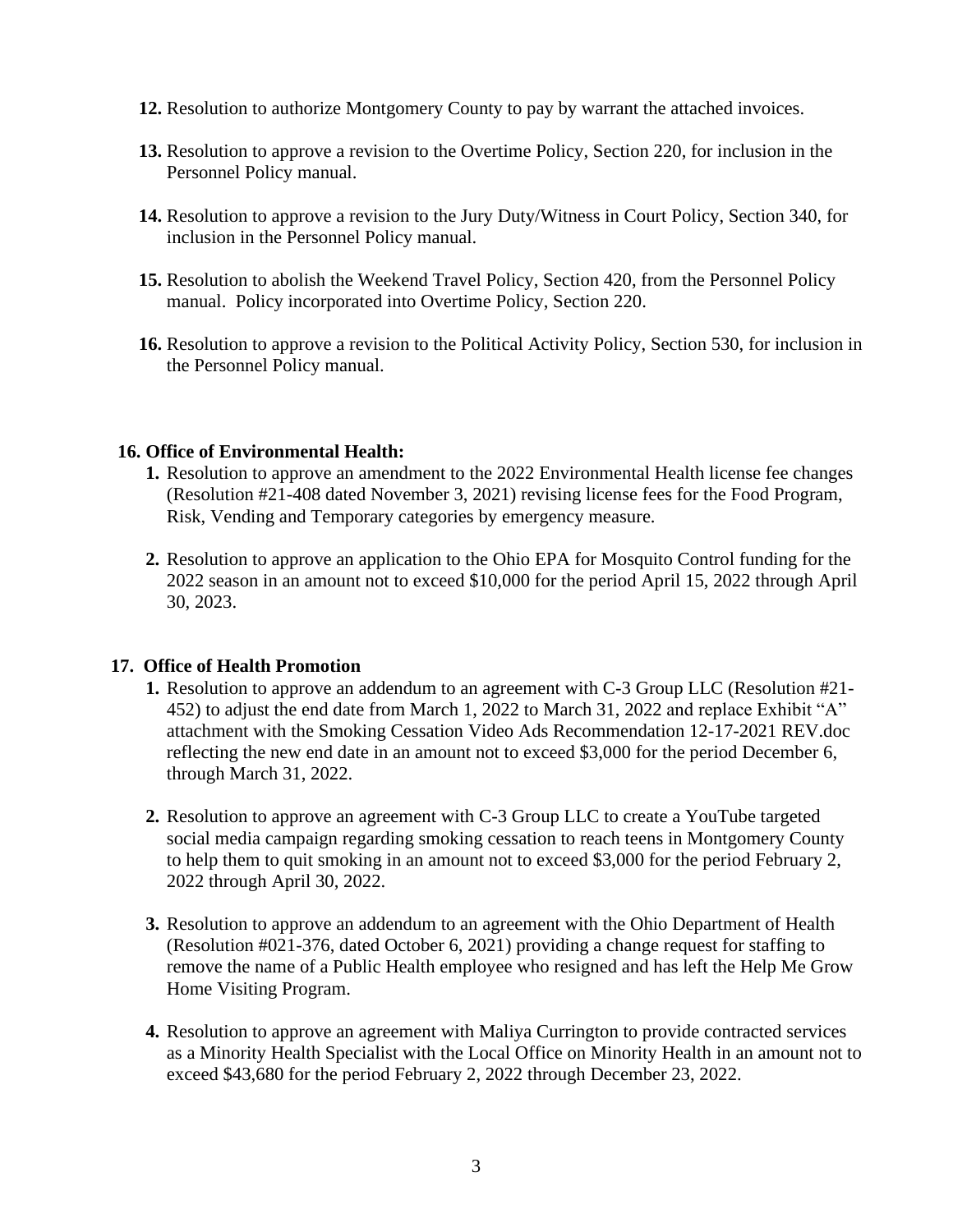12. Resolution to authorize Montgomery County to pay by warrant the attached invoices.

13. Resolution to approve a revision to the Overtime Policy, Section 220, for inclusion in the Personnel Policy manual.

14. Resolution to approve a revision to the Jury Duty/Witness in Court Policy, Section 340, for inclusion in the Personnel Policy manual.

15. Resolution to abolish the Weekend Travel Policy, Section 420, from the Personnel Policy manual. Policy incorporated into Overtime Policy, Section 220.

16. Resolution to approve a revision to the Political Activity Policy, Section 530, for inclusion in the Personnel Policy manual.

**16. Office of Environmental Health:**

1. Resolution to approve an amendment to the 2022 Environmental Health license fee changes (Resolution #21-408 dated November 3, 2021) revising license fees for the Food Program, Risk, Vending and Temporary categories by emergency measure.

2. Resolution to approve an application to the Ohio EPA for Mosquito Control funding for the 2022 season in an amount not to exceed $10,000 for the period April 15, 2022 through April 30, 2023.

**17. Office of Health Promotion**

1. Resolution to approve an addendum to an agreement with C-3 Group LLC (Resolution #21-452) to adjust the end date from March 1, 2022 to March 31, 2022 and replace Exhibit "A" attachment with the Smoking Cessation Video Ads Recommendation 12-17-2021 REV.doc reflecting the new end date in an amount not to exceed $3,000 for the period December 6, through March 31, 2022.

2. Resolution to approve an agreement with C-3 Group LLC to create a YouTube targeted social media campaign regarding smoking cessation to reach teens in Montgomery County to help them to quit smoking in an amount not to exceed $3,000 for the period February 2, 2022 through April 30, 2022.

3. Resolution to approve an addendum to an agreement with the Ohio Department of Health (Resolution #021-376, dated October 6, 2021) providing a change request for staffing to remove the name of a Public Health employee who resigned and has left the Help Me Grow Home Visiting Program.

4. Resolution to approve an agreement with Maliya Currington to provide contracted services as a Minority Health Specialist with the Local Office on Minority Health in an amount not to exceed $43,680 for the period February 2, 2022 through December 23, 2022.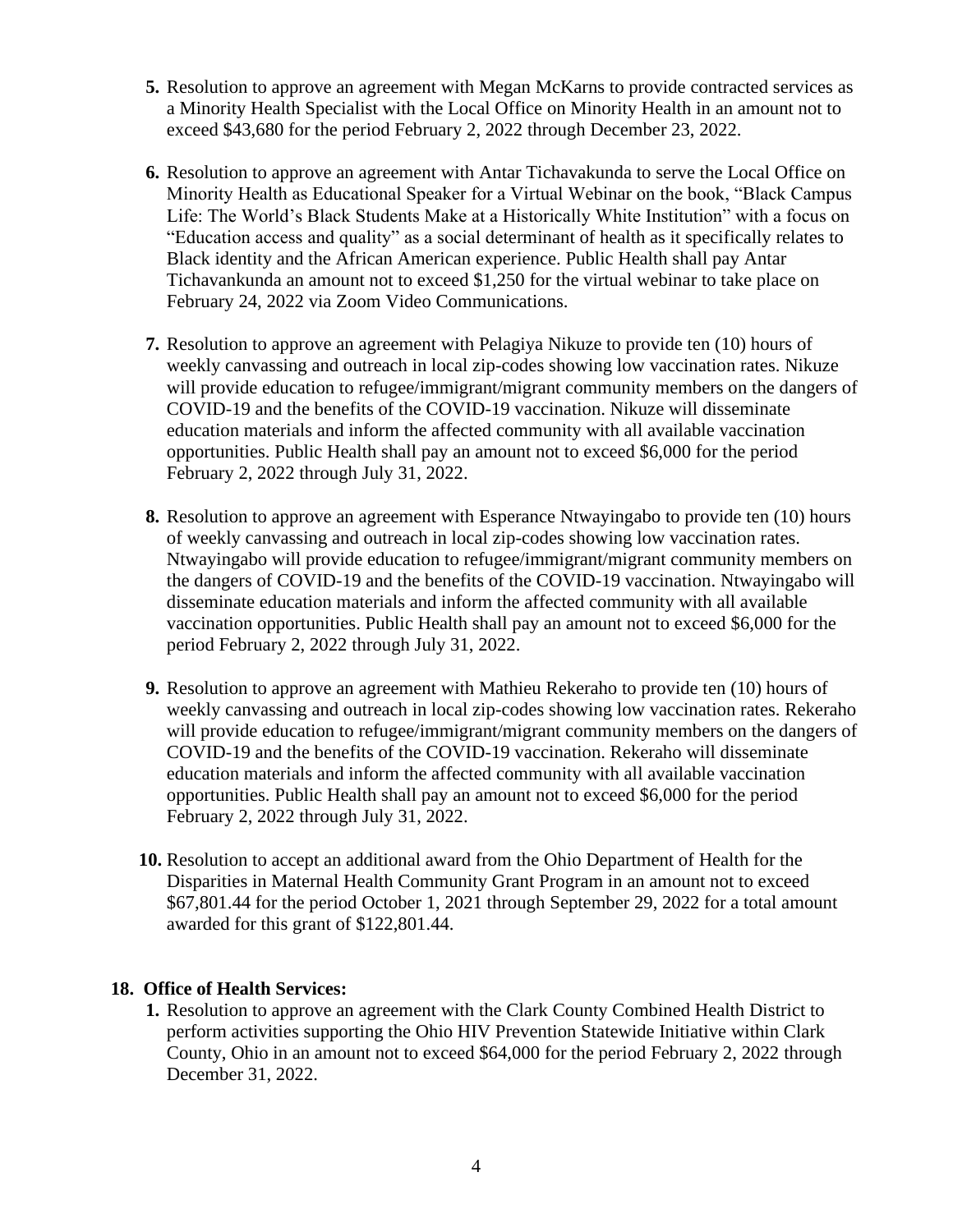5. Resolution to approve an agreement with Megan McKarns to provide contracted services as a Minority Health Specialist with the Local Office on Minority Health in an amount not to exceed $43,680 for the period February 2, 2022 through December 23, 2022.

6. Resolution to approve an agreement with Antar Tichavakunda to serve the Local Office on Minority Health as Educational Speaker for a Virtual Webinar on the book, "Black Campus Life: The World's Black Students Make at a Historically White Institution" with a focus on "Education access and quality" as a social determinant of health as it specifically relates to Black identity and the African American experience. Public Health shall pay Antar Tichavankunda an amount not to exceed $1,250 for the virtual webinar to take place on February 24, 2022 via Zoom Video Communications.

7. Resolution to approve an agreement with Pelagiya Nikuze to provide ten (10) hours of weekly canvassing and outreach in local zip-codes showing low vaccination rates. Nikuze will provide education to refugee/immigrant/migrant community members on the dangers of COVID-19 and the benefits of the COVID-19 vaccination. Nikuze will disseminate education materials and inform the affected community with all available vaccination opportunities. Public Health shall pay an amount not to exceed $6,000 for the period February 2, 2022 through July 31, 2022.

8. Resolution to approve an agreement with Esperance Ntwayingabo to provide ten (10) hours of weekly canvassing and outreach in local zip-codes showing low vaccination rates. Ntwayingabo will provide education to refugee/immigrant/migrant community members on the dangers of COVID-19 and the benefits of the COVID-19 vaccination. Ntwayingabo will disseminate education materials and inform the affected community with all available vaccination opportunities. Public Health shall pay an amount not to exceed $6,000 for the period February 2, 2022 through July 31, 2022.

9. Resolution to approve an agreement with Mathieu Rekeraho to provide ten (10) hours of weekly canvassing and outreach in local zip-codes showing low vaccination rates. Rekeraho will provide education to refugee/immigrant/migrant community members on the dangers of COVID-19 and the benefits of the COVID-19 vaccination. Rekeraho will disseminate education materials and inform the affected community with all available vaccination opportunities. Public Health shall pay an amount not to exceed $6,000 for the period February 2, 2022 through July 31, 2022.

10. Resolution to accept an additional award from the Ohio Department of Health for the Disparities in Maternal Health Community Grant Program in an amount not to exceed $67,801.44 for the period October 1, 2021 through September 29, 2022 for a total amount awarded for this grant of $122,801.44.

**18. Office of Health Services:**

1. Resolution to approve an agreement with the Clark County Combined Health District to perform activities supporting the Ohio HIV Prevention Statewide Initiative within Clark County, Ohio in an amount not to exceed $64,000 for the period February 2, 2022 through December 31, 2022.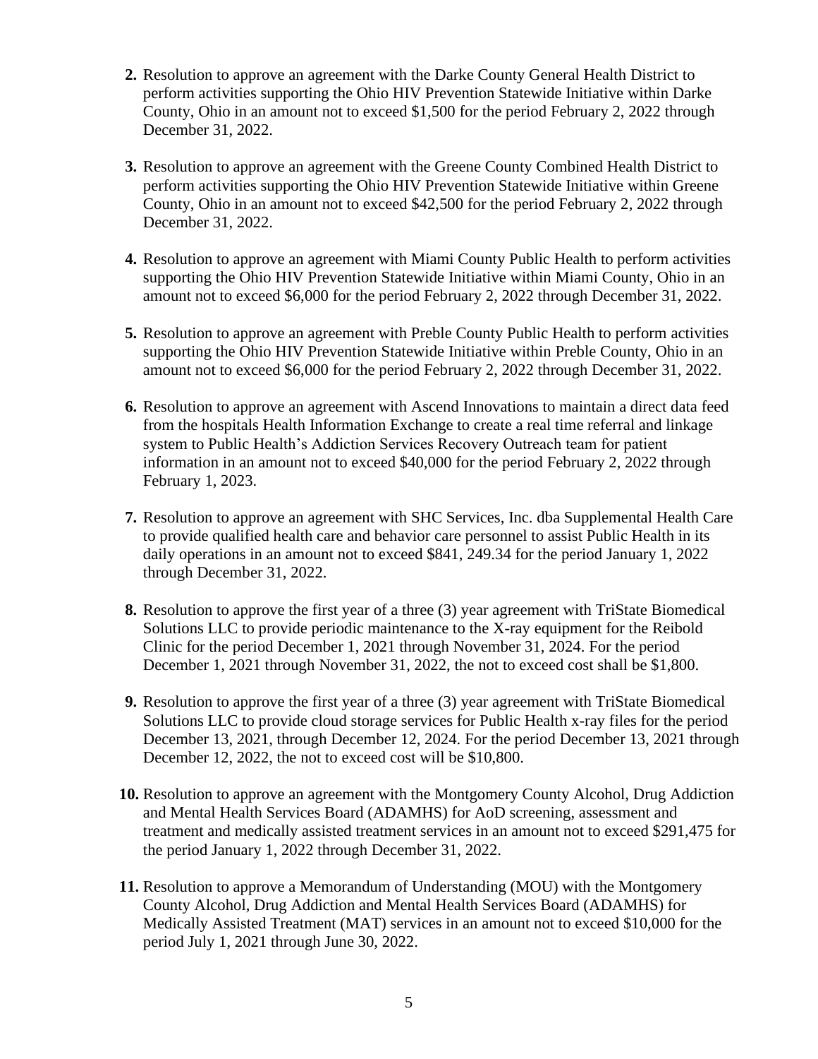2. Resolution to approve an agreement with the Darke County General Health District to perform activities supporting the Ohio HIV Prevention Statewide Initiative within Darke County, Ohio in an amount not to exceed $1,500 for the period February 2, 2022 through December 31, 2022.

3. Resolution to approve an agreement with the Greene County Combined Health District to perform activities supporting the Ohio HIV Prevention Statewide Initiative within Greene County, Ohio in an amount not to exceed $42,500 for the period February 2, 2022 through December 31, 2022.

4. Resolution to approve an agreement with Miami County Public Health to perform activities supporting the Ohio HIV Prevention Statewide Initiative within Miami County, Ohio in an amount not to exceed $6,000 for the period February 2, 2022 through December 31, 2022.

5. Resolution to approve an agreement with Preble County Public Health to perform activities supporting the Ohio HIV Prevention Statewide Initiative within Preble County, Ohio in an amount not to exceed $6,000 for the period February 2, 2022 through December 31, 2022.

6. Resolution to approve an agreement with Ascend Innovations to maintain a direct data feed from the hospitals Health Information Exchange to create a real time referral and linkage system to Public Health's Addiction Services Recovery Outreach team for patient information in an amount not to exceed $40,000 for the period February 2, 2022 through February 1, 2023.

7. Resolution to approve an agreement with SHC Services, Inc. dba Supplemental Health Care to provide qualified health care and behavior care personnel to assist Public Health in its daily operations in an amount not to exceed $841, 249.34 for the period January 1, 2022 through December 31, 2022.

8. Resolution to approve the first year of a three (3) year agreement with TriState Biomedical Solutions LLC to provide periodic maintenance to the X-ray equipment for the Reibold Clinic for the period December 1, 2021 through November 31, 2024. For the period December 1, 2021 through November 31, 2022, the not to exceed cost shall be $1,800.

9. Resolution to approve the first year of a three (3) year agreement with TriState Biomedical Solutions LLC to provide cloud storage services for Public Health x-ray files for the period December 13, 2021, through December 12, 2024. For the period December 13, 2021 through December 12, 2022, the not to exceed cost will be $10,800.

10. Resolution to approve an agreement with the Montgomery County Alcohol, Drug Addiction and Mental Health Services Board (ADAMHS) for AoD screening, assessment and treatment and medically assisted treatment services in an amount not to exceed $291,475 for the period January 1, 2022 through December 31, 2022.

11. Resolution to approve a Memorandum of Understanding (MOU) with the Montgomery County Alcohol, Drug Addiction and Mental Health Services Board (ADAMHS) for Medically Assisted Treatment (MAT) services in an amount not to exceed $10,000 for the period July 1, 2021 through June 30, 2022.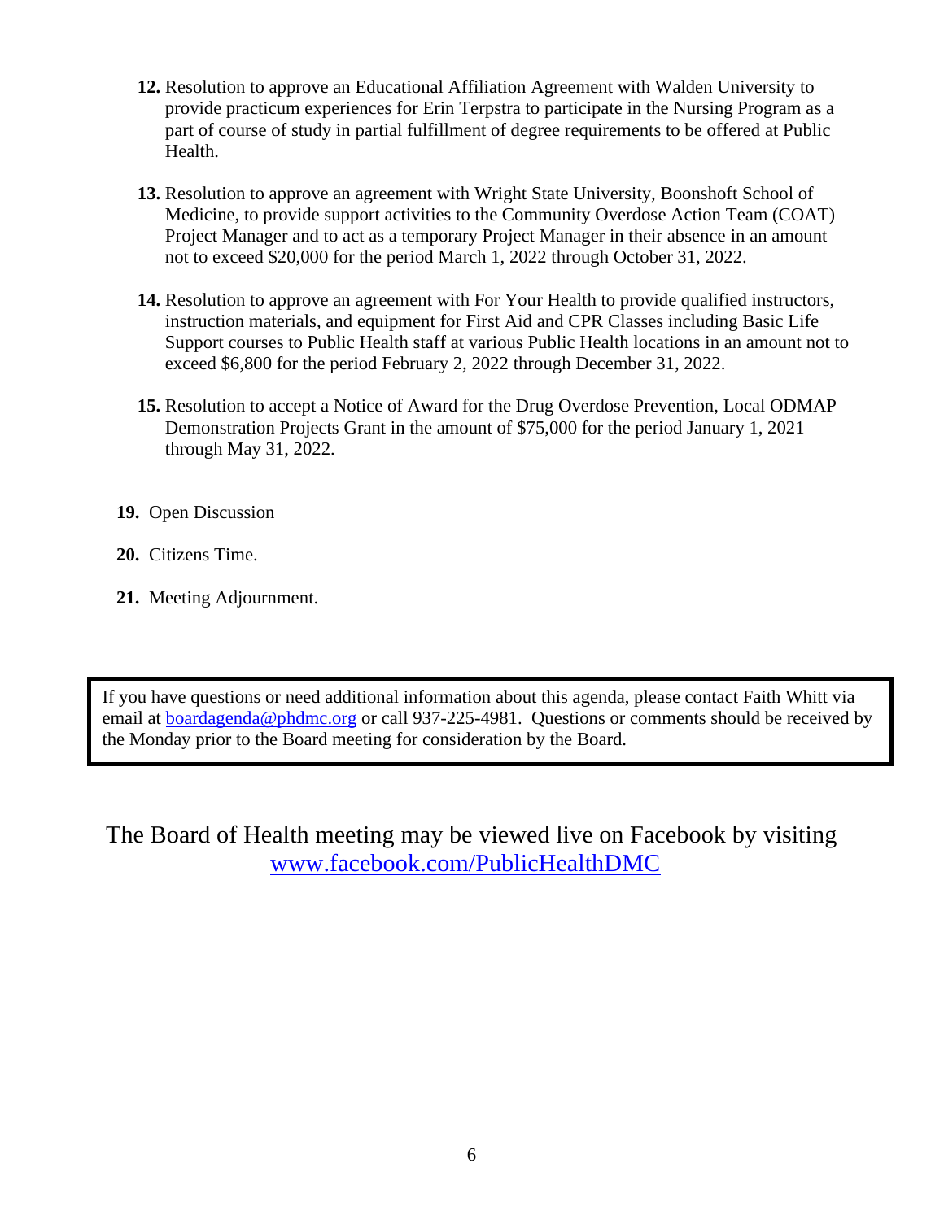12. Resolution to approve an Educational Affiliation Agreement with Walden University to provide practicum experiences for Erin Terpstra to participate in the Nursing Program as a part of course of study in partial fulfillment of degree requirements to be offered at Public Health.

13. Resolution to approve an agreement with Wright State University, Boonshoft School of Medicine, to provide support activities to the Community Overdose Action Team (COAT) Project Manager and to act as a temporary Project Manager in their absence in an amount not to exceed $20,000 for the period March 1, 2022 through October 31, 2022.

14. Resolution to approve an agreement with For Your Health to provide qualified instructors, instruction materials, and equipment for First Aid and CPR Classes including Basic Life Support courses to Public Health staff at various Public Health locations in an amount not to exceed $6,800 for the period February 2, 2022 through December 31, 2022.

15. Resolution to accept a Notice of Award for the Drug Overdose Prevention, Local ODMAP Demonstration Projects Grant in the amount of $75,000 for the period January 1, 2021 through May 31, 2022.

19. Open Discussion

20. Citizens Time.

21. Meeting Adjournment.

If you have questions or need additional information about this agenda, please contact Faith Whitt via email at boardagenda@phdmc.org or call 937-225-4981. Questions or comments should be received by the Monday prior to the Board meeting for consideration by the Board.

The Board of Health meeting may be viewed live on Facebook by visiting www.facebook.com/PublicHealthDMC